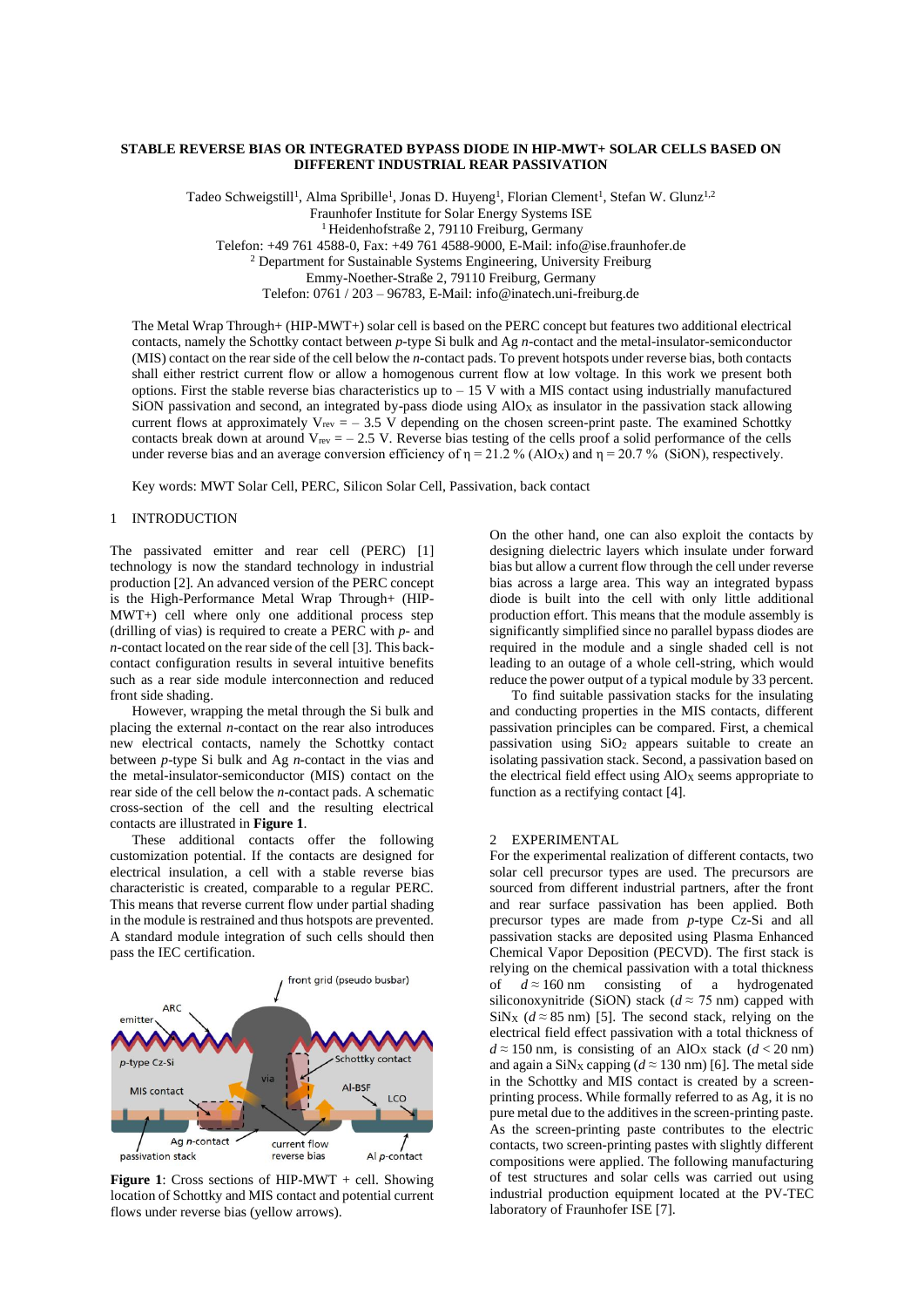# STABLE REVERSE BIAS OR INTEGRATED BYPASS DIODE IN HIP-MWT+ SOLAR CELLS BASED ON DIFFERENT INDUSTRIAL REAR PASSIVATION

Tadeo Schweigstill[1], Alma Spribille[1], Jonas D. Huyeng[1], Florian Clement[1], Stefan W. Glunz[1,2]
Fraunhofer Institute for Solar Energy Systems ISE
[1] Heidenhofstraße 2, 79110 Freiburg, Germany
Telefon: +49 761 4588-0, Fax: +49 761 4588-9000, E-Mail: info@ise.fraunhofer.de
[2] Department for Sustainable Systems Engineering, University Freiburg
Emmy-Noether-Straße 2, 79110 Freiburg, Germany
Telefon: 0761 / 203 – 96783, E-Mail: info@inatech.uni-freiburg.de

The Metal Wrap Through+ (HIP-MWT+) solar cell is based on the PERC concept but features two additional electrical contacts, namely the Schottky contact between *p*-type Si bulk and Ag *n*-contact and the metal-insulator-semiconductor (MIS) contact on the rear side of the cell below the *n*-contact pads. To prevent hotspots under reverse bias, both contacts shall either restrict current flow or allow a homogenous current flow at low voltage. In this work we present both options. First the stable reverse bias characteristics up to – 15 V with a MIS contact using industrially manufactured SiON passivation and second, an integrated by-pass diode using $AlO_X$ as insulator in the passivation stack allowing current flows at approximately $V_{rev}$ = – 3.5 V depending on the chosen screen-print paste. The examined Schottky contacts break down at around $V_{rev}$ = – 2.5 V. Reverse bias testing of the cells proof a solid performance of the cells under reverse bias and an average conversion efficiency of η = 21.2 % ($AlO_X$) and η = 20.7 % (SiON), respectively.

Key words: MWT Solar Cell, PERC, Silicon Solar Cell, Passivation, back contact

## 1 INTRODUCTION

The passivated emitter and rear cell (PERC) [1] technology is now the standard technology in industrial production [2]. An advanced version of the PERC concept is the High-Performance Metal Wrap Through+ (HIP-MWT+) cell where only one additional process step (drilling of vias) is required to create a PERC with *p*- and *n*-contact located on the rear side of the cell [3]. This back-contact configuration results in several intuitive benefits such as a rear side module interconnection and reduced front side shading.

However, wrapping the metal through the Si bulk and placing the external *n*-contact on the rear also introduces new electrical contacts, namely the Schottky contact between *p*-type Si bulk and Ag *n*-contact in the vias and the metal-insulator-semiconductor (MIS) contact on the rear side of the cell below the *n*-contact pads. A schematic cross-section of the cell and the resulting electrical contacts are illustrated in **Figure 1**.

These additional contacts offer the following customization potential. If the contacts are designed for electrical insulation, a cell with a stable reverse bias characteristic is created, comparable to a regular PERC. This means that reverse current flow under partial shading in the module is restrained and thus hotspots are prevented. A standard module integration of such cells should then pass the IEC certification.

**Figure 1**: Cross sections of HIP-MWT + cell. Showing location of Schottky and MIS contact and potential current flows under reverse bias (yellow arrows).

On the other hand, one can also exploit the contacts by designing dielectric layers which insulate under forward bias but allow a current flow through the cell under reverse bias across a large area. This way an integrated bypass diode is built into the cell with only little additional production effort. This means that the module assembly is significantly simplified since no parallel bypass diodes are required in the module and a single shaded cell is not leading to an outage of a whole cell-string, which would reduce the power output of a typical module by 33 percent.

To find suitable passivation stacks for the insulating and conducting properties in the MIS contacts, different passivation principles can be compared. First, a chemical passivation using $SiO_2$ appears suitable to create an isolating passivation stack. Second, a passivation based on the electrical field effect using $AlO_X$ seems appropriate to function as a rectifying contact [4].

## 2 EXPERIMENTAL

For the experimental realization of different contacts, two solar cell precursor types are used. The precursors are sourced from different industrial partners, after the front and rear surface passivation has been applied. Both precursor types are made from *p*-type Cz-Si and all passivation stacks are deposited using Plasma Enhanced Chemical Vapor Deposition (PECVD). The first stack is relying on the chemical passivation with a total thickness of $d \approx 160$ nm consisting of a hydrogenated siliconoxynitride (SiON) stack ($d \approx 75$ nm) capped with $SiN_X$ ($d \approx 85$ nm) [5]. The second stack, relying on the electrical field effect passivation with a total thickness of $d \approx 150$ nm, is consisting of an $AlO_X$ stack ($d < 20$ nm) and again a $SiN_X$ capping ($d \approx 130$ nm) [6]. The metal side in the Schottky and MIS contact is created by a screen-printing process. While formally referred to as Ag, it is no pure metal due to the additives in the screen-printing paste. As the screen-printing paste contributes to the electric contacts, two screen-printing pastes with slightly different compositions were applied. The following manufacturing of test structures and solar cells was carried out using industrial production equipment located at the PV-TEC laboratory of Fraunhofer ISE [7].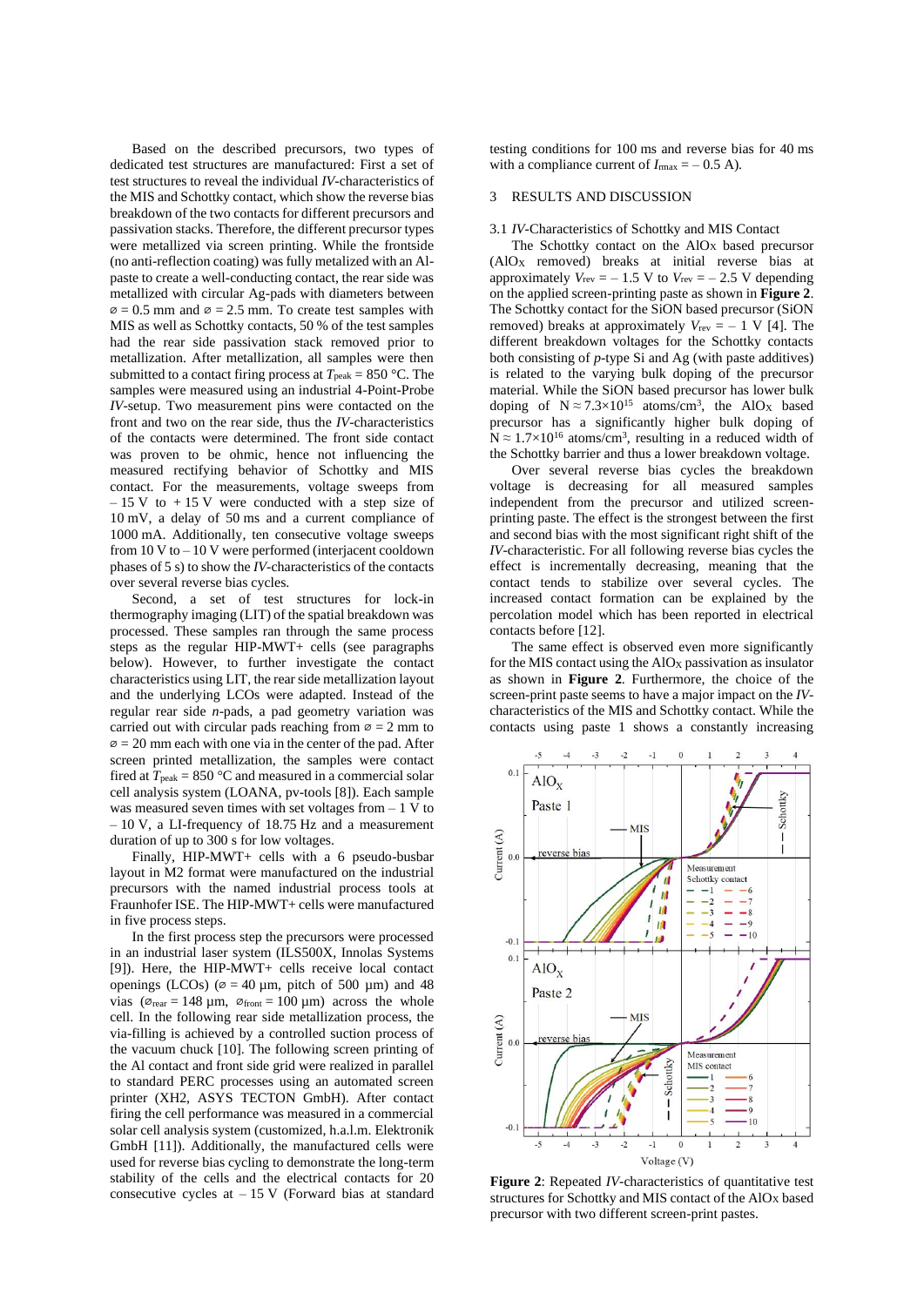Based on the described precursors, two types of dedicated test structures are manufactured: First a set of test structures to reveal the individual *IV*-characteristics of the MIS and Schottky contact, which show the reverse bias breakdown of the two contacts for different precursors and passivation stacks. Therefore, the different precursor types were metallized via screen printing. While the frontside (no anti-reflection coating) was fully metalized with an Al-paste to create a well-conducting contact, the rear side was metallized with circular Ag-pads with diameters between $\varnothing = 0.5$ mm and $\varnothing = 2.5$ mm. To create test samples with MIS as well as Schottky contacts, 50 % of the test samples had the rear side passivation stack removed prior to metallization. After metallization, all samples were then submitted to a contact firing process at $T_{peak} = 850$ °C. The samples were measured using an industrial 4-Point-Probe *IV*-setup. Two measurement pins were contacted on the front and two on the rear side, thus the *IV*-characteristics of the contacts were determined. The front side contact was proven to be ohmic, hence not influencing the measured rectifying behavior of Schottky and MIS contact. For the measurements, voltage sweeps from – 15 V to + 15 V were conducted with a step size of 10 mV, a delay of 50 ms and a current compliance of 1000 mA. Additionally, ten consecutive voltage sweeps from 10 V to – 10 V were performed (interjacent cooldown phases of 5 s) to show the *IV*-characteristics of the contacts over several reverse bias cycles.

Second, a set of test structures for lock-in thermography imaging (LIT) of the spatial breakdown was processed. These samples ran through the same process steps as the regular HIP-MWT+ cells (see paragraphs below). However, to further investigate the contact characteristics using LIT, the rear side metallization layout and the underlying LCOs were adapted. Instead of the regular rear side *n*-pads, a pad geometry variation was carried out with circular pads reaching from $\varnothing = 2$ mm to $\varnothing = 20$ mm each with one via in the center of the pad. After screen printed metallization, the samples were contact fired at $T_{peak} = 850$ °C and measured in a commercial solar cell analysis system (LOANA, pv-tools [8]). Each sample was measured seven times with set voltages from – 1 V to – 10 V, a LI-frequency of 18.75 Hz and a measurement duration of up to 300 s for low voltages.

Finally, HIP-MWT+ cells with a 6 pseudo-busbar layout in M2 format were manufactured on the industrial precursors with the named industrial process tools at Fraunhofer ISE. The HIP-MWT+ cells were manufactured in five process steps.

In the first process step the precursors were processed in an industrial laser system (ILS500X, Innolas Systems [9]). Here, the HIP-MWT+ cells receive local contact openings (LCOs) ($\varnothing = 40$ µm, pitch of 500 µm) and 48 vias ($\varnothing_{rear} = 148$ µm, $\varnothing_{front} = 100$ µm) across the whole cell. In the following rear side metallization process, the via-filling is achieved by a controlled suction process of the vacuum chuck [10]. The following screen printing of the Al contact and front side grid were realized in parallel to standard PERC processes using an automated screen printer (XH2, ASYS TECTON GmbH). After contact firing the cell performance was measured in a commercial solar cell analysis system (customized, h.a.l.m. Elektronik GmbH [11]). Additionally, the manufactured cells were used for reverse bias cycling to demonstrate the long-term stability of the cells and the electrical contacts for 20 consecutive cycles at – 15 V (Forward bias at standard testing conditions for 100 ms and reverse bias for 40 ms with a compliance current of $I_{max} = -0.5$ A).

## 3 RESULTS AND DISCUSSION

### 3.1 *IV*-Characteristics of Schottky and MIS Contact

The Schottky contact on the $AlO_X$ based precursor ($AlO_X$ removed) breaks at initial reverse bias at approximately $V_{rev} = -1.5$ V to $V_{rev} = -2.5$ V depending on the applied screen-printing paste as shown in **Figure 2**. The Schottky contact for the SiON based precursor (SiON removed) breaks at approximately $V_{rev} = -1$ V [4]. The different breakdown voltages for the Schottky contacts both consisting of *p*-type Si and Ag (with paste additives) is related to the varying bulk doping of the precursor material. While the SiON based precursor has lower bulk doping of $N \approx 7.3 \times 10^{15}$ atoms/cm³, the $AlO_X$ based precursor has a significantly higher bulk doping of $N \approx 1.7 \times 10^{16}$ atoms/cm³, resulting in a reduced width of the Schottky barrier and thus a lower breakdown voltage.

Over several reverse bias cycles the breakdown voltage is decreasing for all measured samples independent from the precursor and utilized screen-printing paste. The effect is the strongest between the first and second bias with the most significant right shift of the *IV*-characteristic. For all following reverse bias cycles the effect is incrementally decreasing, meaning that the contact tends to stabilize over several cycles. The increased contact formation can be explained by the percolation model which has been reported in electrical contacts before [12].

The same effect is observed even more significantly for the MIS contact using the $AlO_X$ passivation as insulator as shown in **Figure 2**. Furthermore, the choice of the screen-print paste seems to have a major impact on the *IV*-characteristics of the MIS and Schottky contact. While the contacts using paste 1 shows a constantly increasing

**Figure 2**: Repeated *IV*-characteristics of quantitative test structures for Schottky and MIS contact of the $AlO_X$ based precursor with two different screen-print pastes.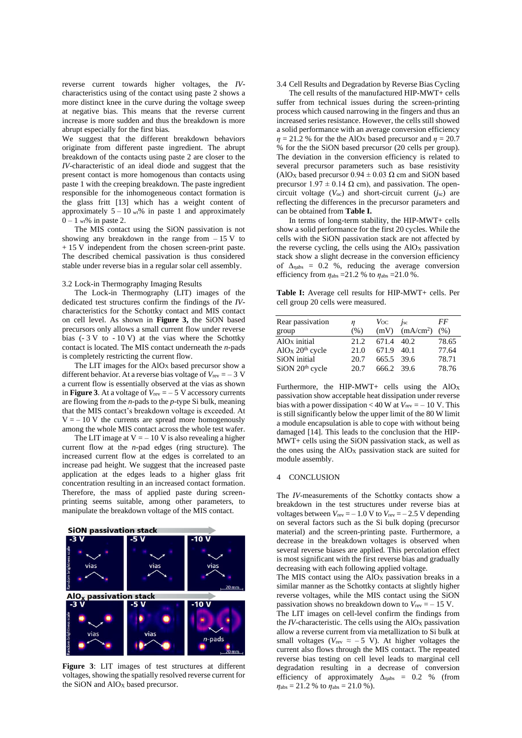reverse current towards higher voltages, the *IV*-characteristics using of the contact using paste 2 shows a more distinct knee in the curve during the voltage sweep at negative bias. This means that the reverse current increase is more sudden and thus the breakdown is more abrupt especially for the first bias.

We suggest that the different breakdown behaviors originate from different paste ingredient. The abrupt breakdown of the contacts using paste 2 are closer to the *IV*-characteristic of an ideal diode and suggest that the present contact is more homogenous than contacts using paste 1 with the creeping breakdown. The paste ingredient responsible for the inhomogeneous contact formation is the glass fritt [13] which has a weight content of approximately $5 - 10$ $_{\mathrm{wt}}$% in paste 1 and approximately $0 - 1$ $_{\mathrm{wt}}$% in paste 2.

The MIS contact using the SiON passivation is not showing any breakdown in the range from $-15$ V to $+15$ V independent from the chosen screen-print paste. The described chemical passivation is thus considered stable under reverse bias in a regular solar cell assembly.

### 3.2 Lock-in Thermography Imaging Results

The Lock-in Thermography (LIT) images of the dedicated test structures confirm the findings of the *IV*-characteristics for the Schottky contact and MIS contact on cell level. As shown in **Figure 3,** the SiON based precursors only allows a small current flow under reverse bias (- 3 V to - 10 V) at the vias where the Schottky contact is located. The MIS contact underneath the *n*-pads is completely restricting the current flow.

The LIT images for the $AlO_X$ based precursor show a different behavior. At a reverse bias voltage of $V_{rev} = -3$ V a current flow is essentially observed at the vias as shown in **Figure 3**. At a voltage of $V_{rev} = -5$ V accessory currents are flowing from the *n*-pads to the *p*-type Si bulk, meaning that the MIS contact's breakdown voltage is exceeded. At $V = -10$ V the currents are spread more homogenously among the whole MIS contact across the whole test wafer.

The LIT image at $V = -10$ V is also revealing a higher current flow at the *n*-pad edges (ring structure). The increased current flow at the edges is correlated to an increase pad height. We suggest that the increased paste application at the edges leads to a higher glass frit concentration resulting in an increased contact formation. Therefore, the mass of applied paste during screen-printing seems suitable, among other parameters, to manipulate the breakdown voltage of the MIS contact.

**Figure 3**: LIT images of test structures at different voltages, showing the spatially resolved reverse current for the SiON and $AlO_X$ based precursor.

### 3.4 Cell Results and Degradation by Reverse Bias Cycling

The cell results of the manufactured HIP-MWT+ cells suffer from technical issues during the screen-printing process which caused narrowing in the fingers and thus an increased series resistance. However, the cells still showed a solid performance with an average conversion efficiency $\eta = 21.2$ % for the the $AlO_X$ based precursor and $\eta = 20.7$ % for the the SiON based precursor (20 cells per group). The deviation in the conversion efficiency is related to several precursor parameters such as base resistivity ($AlO_X$ based precursor $0.94 \pm 0.03$ Ω cm and SiON based precursor $1.97 \pm 0.14$ Ω cm), and passivation. The open-circuit voltage ($V_{oc}$) and short-circuit current ($j_{sc}$) are reflecting the differences in the precursor parameters and can be obtained from **Table I.**

In terms of long-term stability, the HIP-MWT+ cells show a solid performance for the first 20 cycles. While the cells with the SiON passivation stack are not affected by the reverse cycling, the cells using the $AlO_X$ passivation stack show a slight decrease in the conversion efficiency of $\Delta_{\eta abs} = 0.2$ %, reducing the average conversion efficiency from $\eta_{abs} = 21.2$ % to $\eta_{abs} = 21.0$ %.

**Table I:** Average cell results for HIP-MWT+ cells. Per cell group 20 cells were measured.

| Rear passivation group | $\eta$ (%) | $V_{OC}$ (mV) | $j_{sc}$ (mA/cm²) | *FF* (%) |
|---|---|---|---|---|
| $AlO_X$ initial | 21.2 | 671.4 | 40.2 | 78.65 |
| $AlO_X$ 20th cycle | 21.0 | 671.9 | 40.1 | 77.64 |
| SiON initial | 20.7 | 665.5 | 39.6 | 78.71 |
| SiON 20th cycle | 20.7 | 666.2 | 39.6 | 78.76 |

Furthermore, the HIP-MWT+ cells using the $AlO_X$ passivation show acceptable heat dissipation under reverse bias with a power dissipation < 40 W at $V_{rev} = -10$ V. This is still significantly below the upper limit of the 80 W limit a module encapsulation is able to cope with without being damaged [14]. This leads to the conclusion that the HIP-MWT+ cells using the SiON passivation stack, as well as the ones using the $AlO_X$ passivation stack are suited for module assembly.

## 4 CONCLUSION

The *IV*-measurements of the Schottky contacts show a breakdown in the test structures under reverse bias at voltages between $V_{rev} = -1.0$ V to $V_{rev} = -2.5$ V depending on several factors such as the Si bulk doping (precursor material) and the screen-printing paste. Furthermore, a decrease in the breakdown voltages is observed when several reverse biases are applied. This percolation effect is most significant with the first reverse bias and gradually decreasing with each following applied voltage.

The MIS contact using the $AlO_X$ passivation breaks in a similar manner as the Schottky contacts at slightly higher reverse voltages, while the MIS contact using the SiON passivation shows no breakdown down to $V_{rev} = -15$ V.

The LIT images on cell-level confirm the findings from the *IV*-characteristic. The cells using the $AlO_X$ passivation allow a reverse current from via metallization to Si bulk at small voltages ($V_{rev} \approx -5$ V). At higher voltages the current also flows through the MIS contact. The repeated reverse bias testing on cell level leads to marginal cell degradation resulting in a decrease of conversion efficiency of approximately $\Delta_{\eta abs} = 0.2$ % (from $\eta_{abs} = 21.2$ % to $\eta_{abs} = 21.0$ %).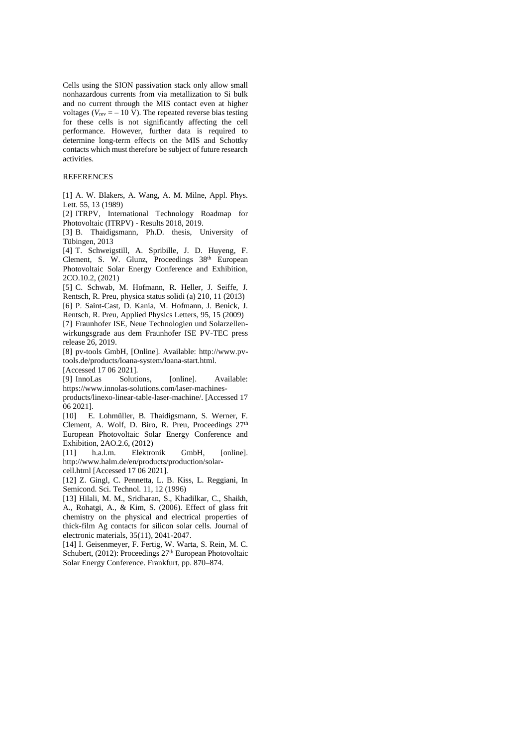Cells using the SION passivation stack only allow small nonhazardous currents from via metallization to Si bulk and no current through the MIS contact even at higher voltages ($V_{rev}$ = – 10 V). The repeated reverse bias testing for these cells is not significantly affecting the cell performance. However, further data is required to determine long-term effects on the MIS and Schottky contacts which must therefore be subject of future research activities.

## REFERENCES

[1] A. W. Blakers, A. Wang, A. M. Milne, Appl. Phys. Lett. 55, 13 (1989)

[2] ITRPV, International Technology Roadmap for Photovoltaic (ITRPV) - Results 2018, 2019.

[3] B. Thaidigsmann, Ph.D. thesis, University of Tübingen, 2013

[4] T. Schweigstill, A. Spribille, J. D. Huyeng, F. Clement, S. W. Glunz, Proceedings 38th European Photovoltaic Solar Energy Conference and Exhibition, 2CO.10.2, (2021)

[5] C. Schwab, M. Hofmann, R. Heller, J. Seiffe, J. Rentsch, R. Preu, physica status solidi (a) 210, 11 (2013)

[6] P. Saint-Cast, D. Kania, M. Hofmann, J. Benick, J. Rentsch, R. Preu, Applied Physics Letters, 95, 15 (2009)

[7] Fraunhofer ISE, Neue Technologien und Solarzellenwirkungsgrade aus dem Fraunhofer ISE PV-TEC press release 26, 2019.

[8] pv-tools GmbH, [Online]. Available: http://www.pv-tools.de/products/loana-system/loana-start.html. [Accessed 17 06 2021].

[9] InnoLas Solutions, [online]. Available: https://www.innolas-solutions.com/laser-machines-products/linexo-linear-table-laser-machine/. [Accessed 17 06 2021].

[10] E. Lohmüller, B. Thaidigsmann, S. Werner, F. Clement, A. Wolf, D. Biro, R. Preu, Proceedings 27th European Photovoltaic Solar Energy Conference and Exhibition, 2AO.2.6, (2012)

[11] h.a.l.m. Elektronik GmbH, [online]. http://www.halm.de/en/products/production/solar-cell.html [Accessed 17 06 2021].

[12] Z. Gingl, C. Pennetta, L. B. Kiss, L. Reggiani, In Semicond. Sci. Technol. 11, 12 (1996)

[13] Hilali, M. M., Sridharan, S., Khadilkar, C., Shaikh, A., Rohatgi, A., & Kim, S. (2006). Effect of glass frit chemistry on the physical and electrical properties of thick-film Ag contacts for silicon solar cells. Journal of electronic materials, 35(11), 2041-2047.

[14] I. Geisenmeyer, F. Fertig, W. Warta, S. Rein, M. C. Schubert, (2012): Proceedings 27th European Photovoltaic Solar Energy Conference. Frankfurt, pp. 870–874.